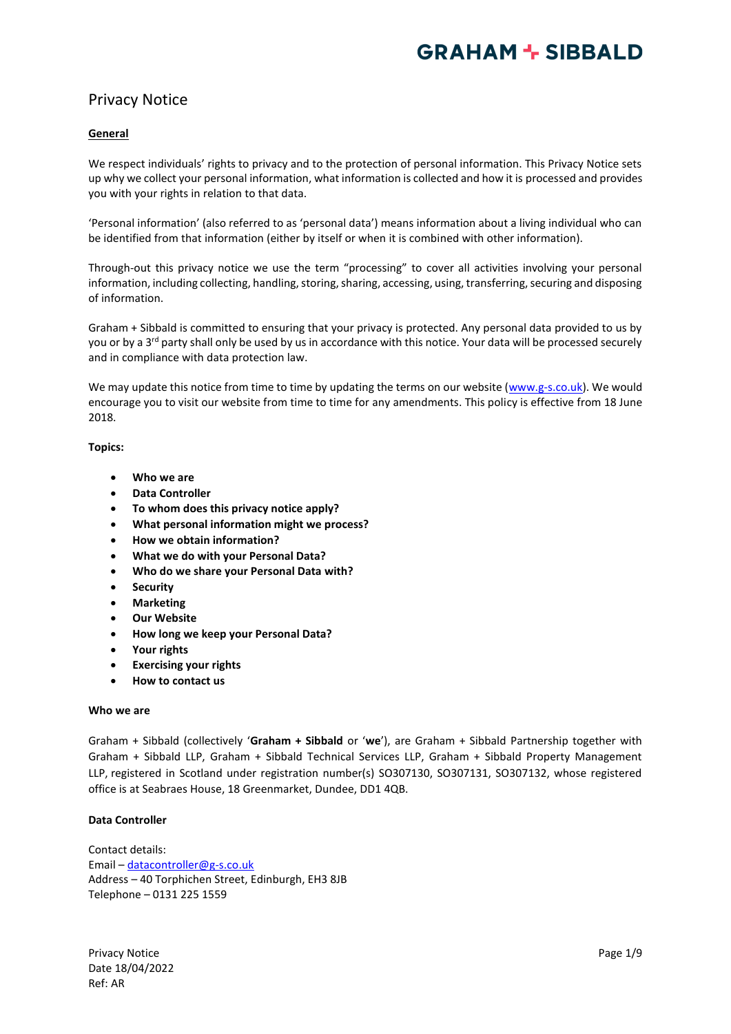# Privacy Notice

**General**

We respect individuals' rights to privacy and to the protection of personal information. This Privacy Notice sets up why we collect your personal information, what information is collected and how it is processed and provides you with your rights in relation to that data.

'Personal information' (also referred to as 'personal data') means information about a living individual who can be identified from that information (either by itself or when it is combined with other information).

Through-out this privacy notice we use the term "processing" to cover all activities involving your personal information, including collecting, handling, storing, sharing, accessing, using, transferring, securing and disposing of information.

Graham + Sibbald is committed to ensuring that your privacy is protected. Any personal data provided to us by you or by a 3rd party shall only be used by us in accordance with this notice. Your data will be processed securely and in compliance with data protection law.

We may update this notice from time to time by updating the terms on our website (www.g-s.co.uk). We would encourage you to visit our website from time to time for any amendments. This policy is effective from 18 June 2018.

**Topics:**

- **Who we are**
- **Data Controller**
- **To whom does this privacy notice apply?**
- **What personal information might we process?**
- **How we obtain information?**
- **What we do with your Personal Data?**
- **Who do we share your Personal Data with?**
- **Security**
- **Marketing**
- **Our Website**
- **How long we keep your Personal Data?**
- **Your rights**
- **Exercising your rights**
- **How to contact us**

**Who we are**

Graham + Sibbald (collectively '**Graham + Sibbald** or '**we**'), are Graham + Sibbald Partnership together with Graham + Sibbald LLP, Graham + Sibbald Technical Services LLP, Graham + Sibbald Property Management LLP, registered in Scotland under registration number(s) SO307130, SO307131, SO307132, whose registered office is at Seabraes House, 18 Greenmarket, Dundee, DD1 4QB.

**Data Controller**

Contact details:
Email – datacontroller@g-s.co.uk
Address – 40 Torphichen Street, Edinburgh, EH3 8JB
Telephone – 0131 225 1559

Privacy Notice
Date 18/04/2022
Ref: AR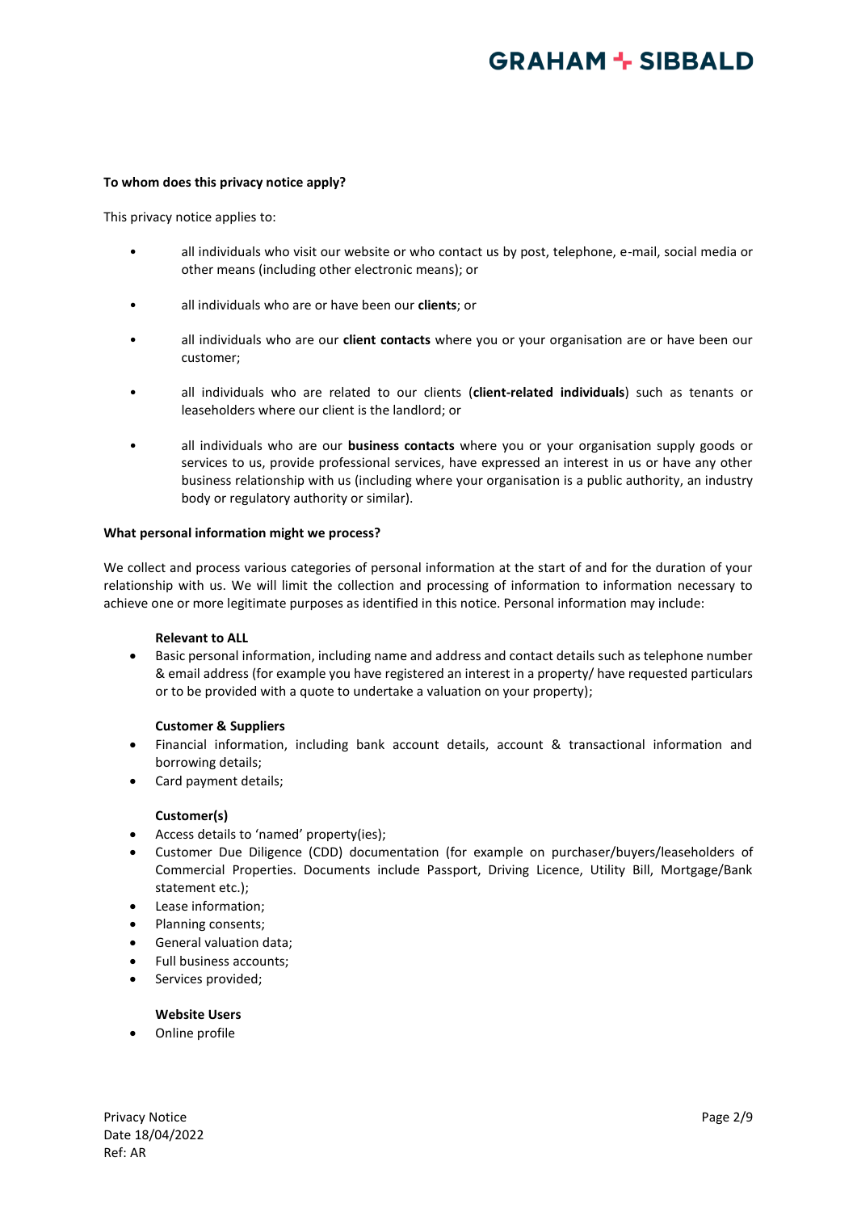**To whom does this privacy notice apply?**

This privacy notice applies to:

- all individuals who visit our website or who contact us by post, telephone, e-mail, social media or other means (including other electronic means); or
- all individuals who are or have been our **clients**; or
- all individuals who are our **client contacts** where you or your organisation are or have been our customer;
- all individuals who are related to our clients (**client-related individuals**) such as tenants or leaseholders where our client is the landlord; or
- all individuals who are our **business contacts** where you or your organisation supply goods or services to us, provide professional services, have expressed an interest in us or have any other business relationship with us (including where your organisation is a public authority, an industry body or regulatory authority or similar).

**What personal information might we process?**

We collect and process various categories of personal information at the start of and for the duration of your relationship with us. We will limit the collection and processing of information to information necessary to achieve one or more legitimate purposes as identified in this notice. Personal information may include:

**Relevant to ALL**

- Basic personal information, including name and address and contact details such as telephone number & email address (for example you have registered an interest in a property/ have requested particulars or to be provided with a quote to undertake a valuation on your property);

**Customer & Suppliers**

- Financial information, including bank account details, account & transactional information and borrowing details;
- Card payment details;

**Customer(s)**

- Access details to 'named' property(ies);
- Customer Due Diligence (CDD) documentation (for example on purchaser/buyers/leaseholders of Commercial Properties. Documents include Passport, Driving Licence, Utility Bill, Mortgage/Bank statement etc.);
- Lease information;
- Planning consents;
- General valuation data;
- Full business accounts;
- Services provided;

**Website Users**

- Online profile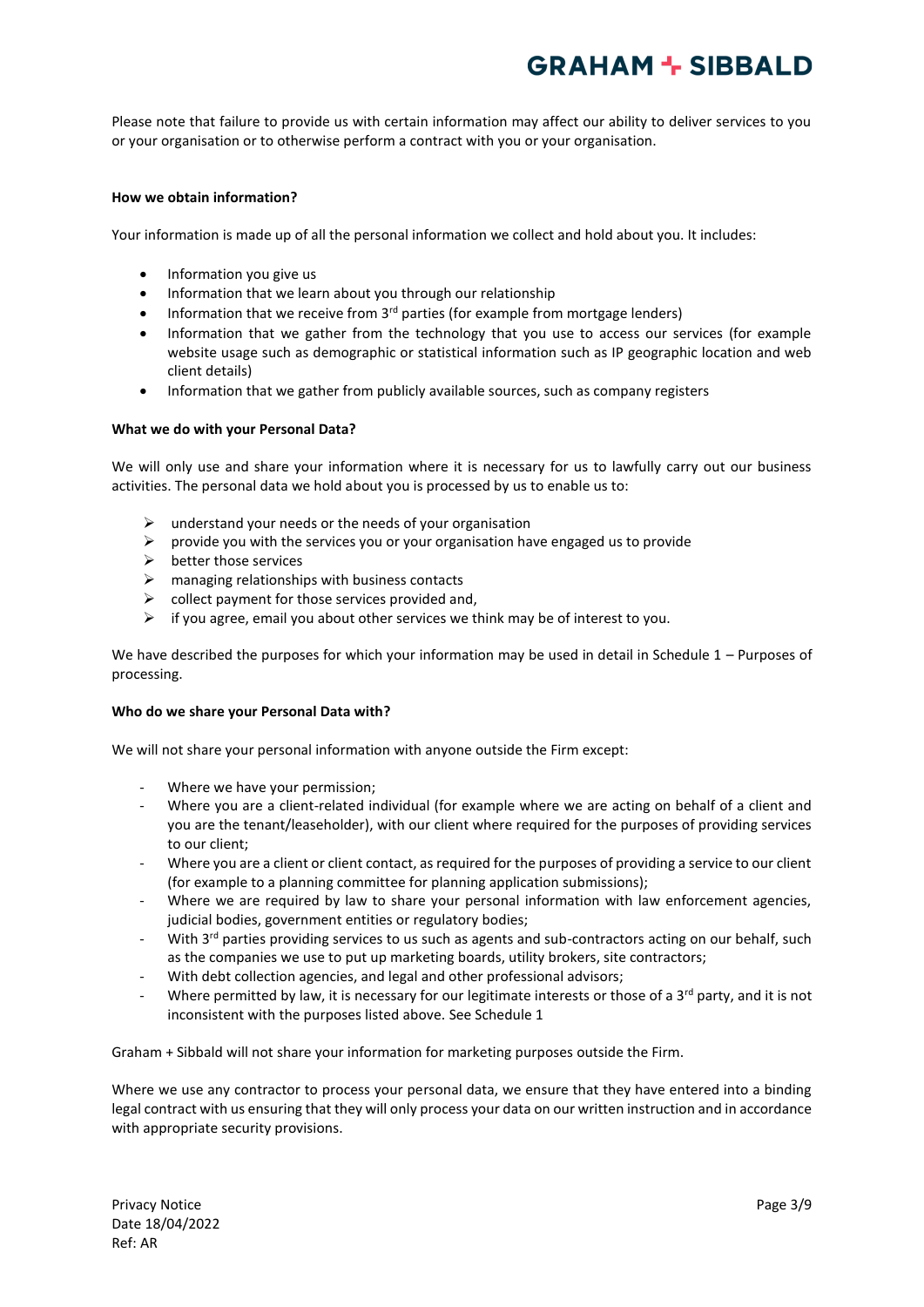Please note that failure to provide us with certain information may affect our ability to deliver services to you or your organisation or to otherwise perform a contract with you or your organisation.

**How we obtain information?**

Your information is made up of all the personal information we collect and hold about you. It includes:

- Information you give us
- Information that we learn about you through our relationship
- Information that we receive from 3rd parties (for example from mortgage lenders)
- Information that we gather from the technology that you use to access our services (for example website usage such as demographic or statistical information such as IP geographic location and web client details)
- Information that we gather from publicly available sources, such as company registers

**What we do with your Personal Data?**

We will only use and share your information where it is necessary for us to lawfully carry out our business activities. The personal data we hold about you is processed by us to enable us to:

- understand your needs or the needs of your organisation
- provide you with the services you or your organisation have engaged us to provide
- better those services
- managing relationships with business contacts
- collect payment for those services provided and,
- if you agree, email you about other services we think may be of interest to you.

We have described the purposes for which your information may be used in detail in Schedule 1 – Purposes of processing.

**Who do we share your Personal Data with?**

We will not share your personal information with anyone outside the Firm except:

- Where we have your permission;
- Where you are a client-related individual (for example where we are acting on behalf of a client and you are the tenant/leaseholder), with our client where required for the purposes of providing services to our client;
- Where you are a client or client contact, as required for the purposes of providing a service to our client (for example to a planning committee for planning application submissions);
- Where we are required by law to share your personal information with law enforcement agencies, judicial bodies, government entities or regulatory bodies;
- With 3rd parties providing services to us such as agents and sub-contractors acting on our behalf, such as the companies we use to put up marketing boards, utility brokers, site contractors;
- With debt collection agencies, and legal and other professional advisors;
- Where permitted by law, it is necessary for our legitimate interests or those of a 3rd party, and it is not inconsistent with the purposes listed above. See Schedule 1

Graham + Sibbald will not share your information for marketing purposes outside the Firm.

Where we use any contractor to process your personal data, we ensure that they have entered into a binding legal contract with us ensuring that they will only process your data on our written instruction and in accordance with appropriate security provisions.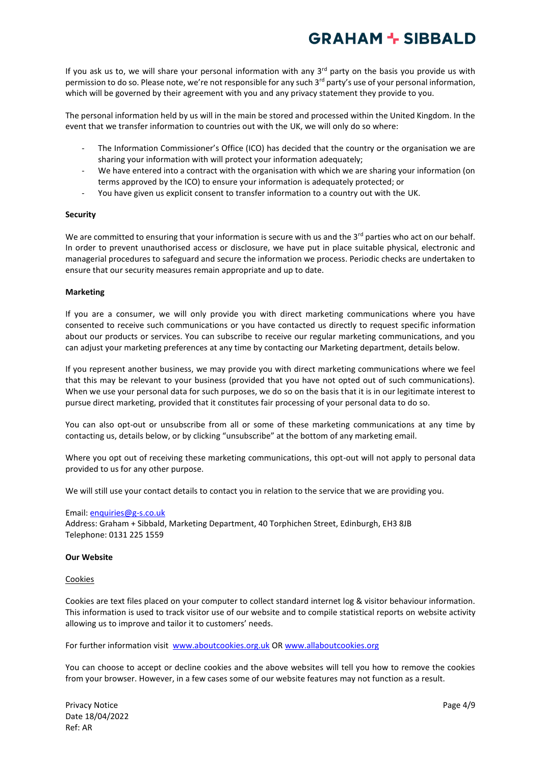If you ask us to, we will share your personal information with any 3rd party on the basis you provide us with permission to do so. Please note, we're not responsible for any such 3rd party's use of your personal information, which will be governed by their agreement with you and any privacy statement they provide to you.

The personal information held by us will in the main be stored and processed within the United Kingdom. In the event that we transfer information to countries out with the UK, we will only do so where:

- The Information Commissioner's Office (ICO) has decided that the country or the organisation we are sharing your information with will protect your information adequately;
- We have entered into a contract with the organisation with which we are sharing your information (on terms approved by the ICO) to ensure your information is adequately protected; or
- You have given us explicit consent to transfer information to a country out with the UK.

**Security**

We are committed to ensuring that your information is secure with us and the 3rd parties who act on our behalf. In order to prevent unauthorised access or disclosure, we have put in place suitable physical, electronic and managerial procedures to safeguard and secure the information we process. Periodic checks are undertaken to ensure that our security measures remain appropriate and up to date.

**Marketing**

If you are a consumer, we will only provide you with direct marketing communications where you have consented to receive such communications or you have contacted us directly to request specific information about our products or services. You can subscribe to receive our regular marketing communications, and you can adjust your marketing preferences at any time by contacting our Marketing department, details below.

If you represent another business, we may provide you with direct marketing communications where we feel that this may be relevant to your business (provided that you have not opted out of such communications). When we use your personal data for such purposes, we do so on the basis that it is in our legitimate interest to pursue direct marketing, provided that it constitutes fair processing of your personal data to do so.

You can also opt-out or unsubscribe from all or some of these marketing communications at any time by contacting us, details below, or by clicking "unsubscribe" at the bottom of any marketing email.

Where you opt out of receiving these marketing communications, this opt-out will not apply to personal data provided to us for any other purpose.

We will still use your contact details to contact you in relation to the service that we are providing you.

Email: enquiries@g-s.co.uk
Address: Graham + Sibbald, Marketing Department, 40 Torphichen Street, Edinburgh, EH3 8JB
Telephone: 0131 225 1559

**Our Website**

Cookies

Cookies are text files placed on your computer to collect standard internet log & visitor behaviour information. This information is used to track visitor use of our website and to compile statistical reports on website activity allowing us to improve and tailor it to customers' needs.

For further information visit www.aboutcookies.org.uk OR www.allaboutcookies.org

You can choose to accept or decline cookies and the above websites will tell you how to remove the cookies from your browser. However, in a few cases some of our website features may not function as a result.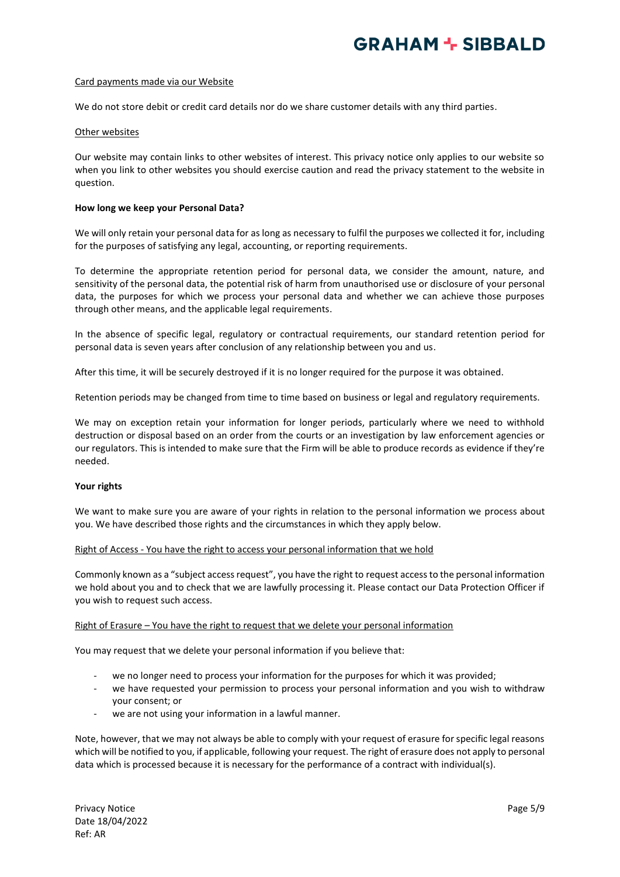Card payments made via our Website

We do not store debit or credit card details nor do we share customer details with any third parties.

Other websites

Our website may contain links to other websites of interest. This privacy notice only applies to our website so when you link to other websites you should exercise caution and read the privacy statement to the website in question.

**How long we keep your Personal Data?**

We will only retain your personal data for as long as necessary to fulfil the purposes we collected it for, including for the purposes of satisfying any legal, accounting, or reporting requirements.

To determine the appropriate retention period for personal data, we consider the amount, nature, and sensitivity of the personal data, the potential risk of harm from unauthorised use or disclosure of your personal data, the purposes for which we process your personal data and whether we can achieve those purposes through other means, and the applicable legal requirements.

In the absence of specific legal, regulatory or contractual requirements, our standard retention period for personal data is seven years after conclusion of any relationship between you and us.

After this time, it will be securely destroyed if it is no longer required for the purpose it was obtained.

Retention periods may be changed from time to time based on business or legal and regulatory requirements.

We may on exception retain your information for longer periods, particularly where we need to withhold destruction or disposal based on an order from the courts or an investigation by law enforcement agencies or our regulators. This is intended to make sure that the Firm will be able to produce records as evidence if they're needed.

**Your rights**

We want to make sure you are aware of your rights in relation to the personal information we process about you. We have described those rights and the circumstances in which they apply below.

Right of Access - You have the right to access your personal information that we hold

Commonly known as a "subject access request", you have the right to request access to the personal information we hold about you and to check that we are lawfully processing it. Please contact our Data Protection Officer if you wish to request such access.

Right of Erasure – You have the right to request that we delete your personal information

You may request that we delete your personal information if you believe that:

- we no longer need to process your information for the purposes for which it was provided;
- we have requested your permission to process your personal information and you wish to withdraw your consent; or
- we are not using your information in a lawful manner.

Note, however, that we may not always be able to comply with your request of erasure for specific legal reasons which will be notified to you, if applicable, following your request. The right of erasure does not apply to personal data which is processed because it is necessary for the performance of a contract with individual(s).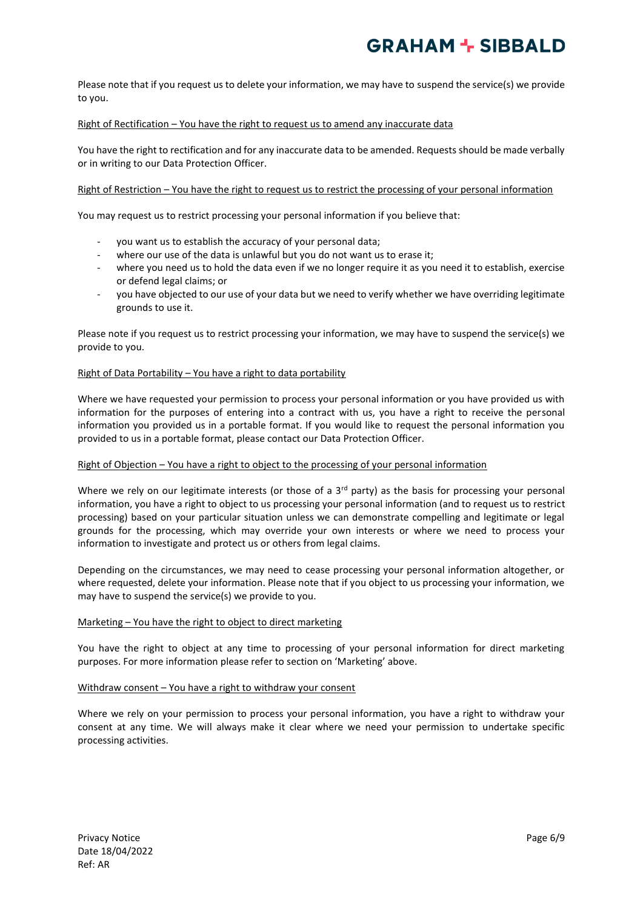Please note that if you request us to delete your information, we may have to suspend the service(s) we provide to you.

<u>Right of Rectification – You have the right to request us to amend any inaccurate data</u>

You have the right to rectification and for any inaccurate data to be amended. Requests should be made verbally or in writing to our Data Protection Officer.

<u>Right of Restriction – You have the right to request us to restrict the processing of your personal information</u>

You may request us to restrict processing your personal information if you believe that:

- you want us to establish the accuracy of your personal data;
- where our use of the data is unlawful but you do not want us to erase it;
- where you need us to hold the data even if we no longer require it as you need it to establish, exercise or defend legal claims; or
- you have objected to our use of your data but we need to verify whether we have overriding legitimate grounds to use it.

Please note if you request us to restrict processing your information, we may have to suspend the service(s) we provide to you.

<u>Right of Data Portability – You have a right to data portability</u>

Where we have requested your permission to process your personal information or you have provided us with information for the purposes of entering into a contract with us, you have a right to receive the personal information you provided us in a portable format. If you would like to request the personal information you provided to us in a portable format, please contact our Data Protection Officer.

<u>Right of Objection – You have a right to object to the processing of your personal information</u>

Where we rely on our legitimate interests (or those of a 3rd party) as the basis for processing your personal information, you have a right to object to us processing your personal information (and to request us to restrict processing) based on your particular situation unless we can demonstrate compelling and legitimate or legal grounds for the processing, which may override your own interests or where we need to process your information to investigate and protect us or others from legal claims.

Depending on the circumstances, we may need to cease processing your personal information altogether, or where requested, delete your information. Please note that if you object to us processing your information, we may have to suspend the service(s) we provide to you.

<u>Marketing – You have the right to object to direct marketing</u>

You have the right to object at any time to processing of your personal information for direct marketing purposes. For more information please refer to section on 'Marketing' above.

<u>Withdraw consent – You have a right to withdraw your consent</u>

Where we rely on your permission to process your personal information, you have a right to withdraw your consent at any time. We will always make it clear where we need your permission to undertake specific processing activities.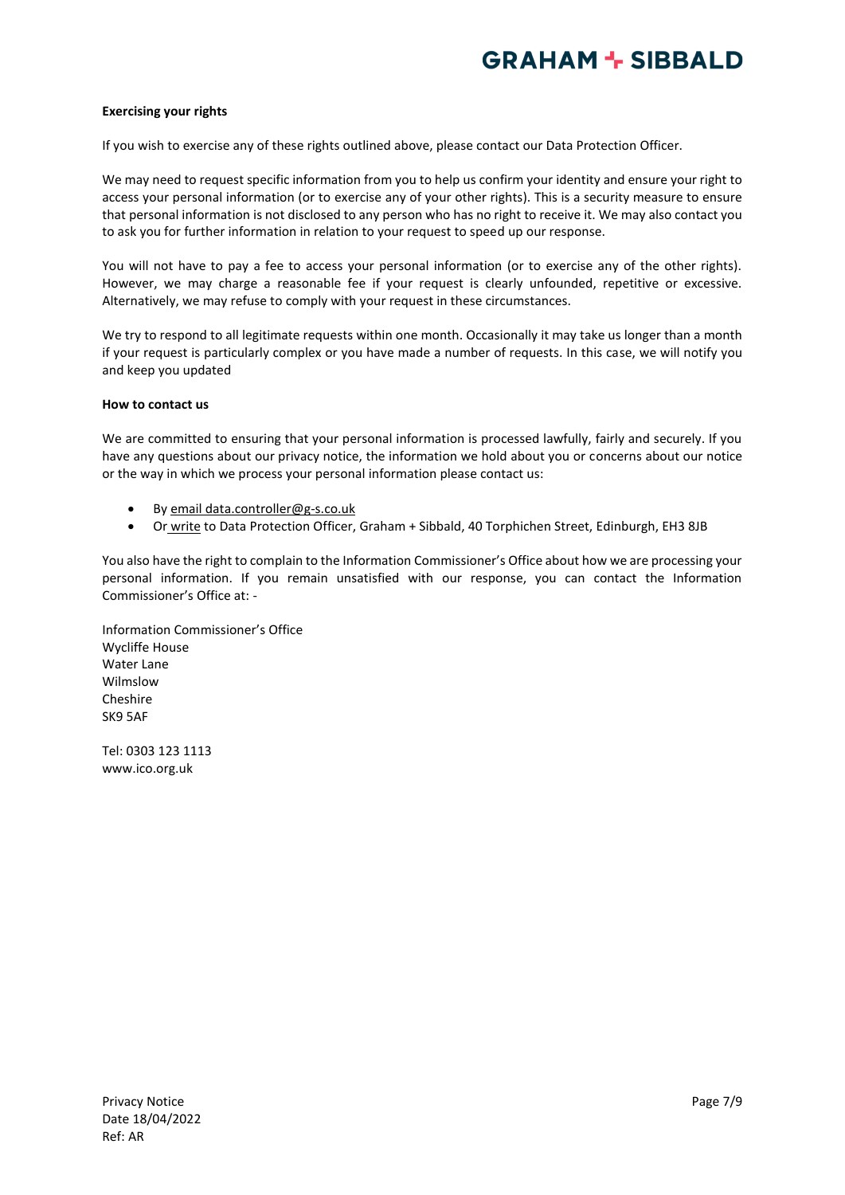**Exercising your rights**

If you wish to exercise any of these rights outlined above, please contact our Data Protection Officer.

We may need to request specific information from you to help us confirm your identity and ensure your right to access your personal information (or to exercise any of your other rights). This is a security measure to ensure that personal information is not disclosed to any person who has no right to receive it. We may also contact you to ask you for further information in relation to your request to speed up our response.

You will not have to pay a fee to access your personal information (or to exercise any of the other rights). However, we may charge a reasonable fee if your request is clearly unfounded, repetitive or excessive. Alternatively, we may refuse to comply with your request in these circumstances.

We try to respond to all legitimate requests within one month. Occasionally it may take us longer than a month if your request is particularly complex or you have made a number of requests. In this case, we will notify you and keep you updated

**How to contact us**

We are committed to ensuring that your personal information is processed lawfully, fairly and securely. If you have any questions about our privacy notice, the information we hold about you or concerns about our notice or the way in which we process your personal information please contact us:

- By email data.controller@g-s.co.uk
- Or write to Data Protection Officer, Graham + Sibbald, 40 Torphichen Street, Edinburgh, EH3 8JB

You also have the right to complain to the Information Commissioner's Office about how we are processing your personal information. If you remain unsatisfied with our response, you can contact the Information Commissioner's Office at: -

Information Commissioner's Office
Wycliffe House
Water Lane
Wilmslow
Cheshire
SK9 5AF

Tel: 0303 123 1113
www.ico.org.uk

Privacy Notice
Date 18/04/2022
Ref: AR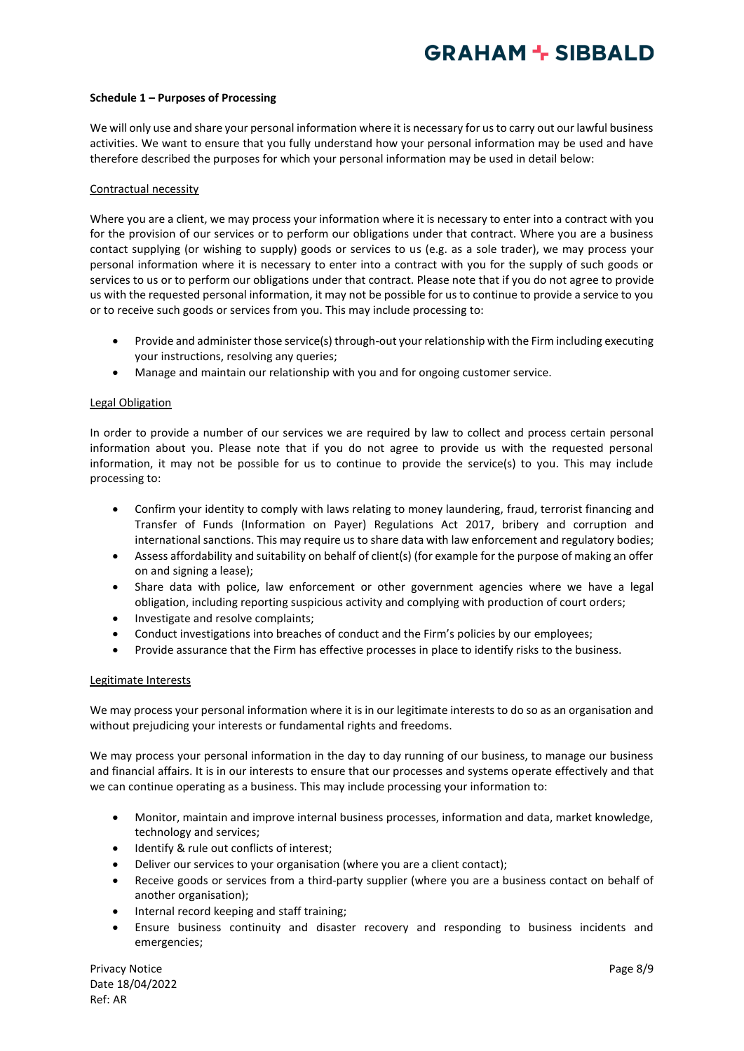**Schedule 1 – Purposes of Processing**

We will only use and share your personal information where it is necessary for us to carry out our lawful business activities. We want to ensure that you fully understand how your personal information may be used and have therefore described the purposes for which your personal information may be used in detail below:

<u>Contractual necessity</u>

Where you are a client, we may process your information where it is necessary to enter into a contract with you for the provision of our services or to perform our obligations under that contract. Where you are a business contact supplying (or wishing to supply) goods or services to us (e.g. as a sole trader), we may process your personal information where it is necessary to enter into a contract with you for the supply of such goods or services to us or to perform our obligations under that contract. Please note that if you do not agree to provide us with the requested personal information, it may not be possible for us to continue to provide a service to you or to receive such goods or services from you. This may include processing to:

- Provide and administer those service(s) through-out your relationship with the Firm including executing your instructions, resolving any queries;
- Manage and maintain our relationship with you and for ongoing customer service.

<u>Legal Obligation</u>

In order to provide a number of our services we are required by law to collect and process certain personal information about you. Please note that if you do not agree to provide us with the requested personal information, it may not be possible for us to continue to provide the service(s) to you. This may include processing to:

- Confirm your identity to comply with laws relating to money laundering, fraud, terrorist financing and Transfer of Funds (Information on Payer) Regulations Act 2017, bribery and corruption and international sanctions. This may require us to share data with law enforcement and regulatory bodies;
- Assess affordability and suitability on behalf of client(s) (for example for the purpose of making an offer on and signing a lease);
- Share data with police, law enforcement or other government agencies where we have a legal obligation, including reporting suspicious activity and complying with production of court orders;
- Investigate and resolve complaints;
- Conduct investigations into breaches of conduct and the Firm's policies by our employees;
- Provide assurance that the Firm has effective processes in place to identify risks to the business.

<u>Legitimate Interests</u>

We may process your personal information where it is in our legitimate interests to do so as an organisation and without prejudicing your interests or fundamental rights and freedoms.

We may process your personal information in the day to day running of our business, to manage our business and financial affairs. It is in our interests to ensure that our processes and systems operate effectively and that we can continue operating as a business. This may include processing your information to:

- Monitor, maintain and improve internal business processes, information and data, market knowledge, technology and services;
- Identify & rule out conflicts of interest;
- Deliver our services to your organisation (where you are a client contact);
- Receive goods or services from a third-party supplier (where you are a business contact on behalf of another organisation);
- Internal record keeping and staff training;
- Ensure business continuity and disaster recovery and responding to business incidents and emergencies;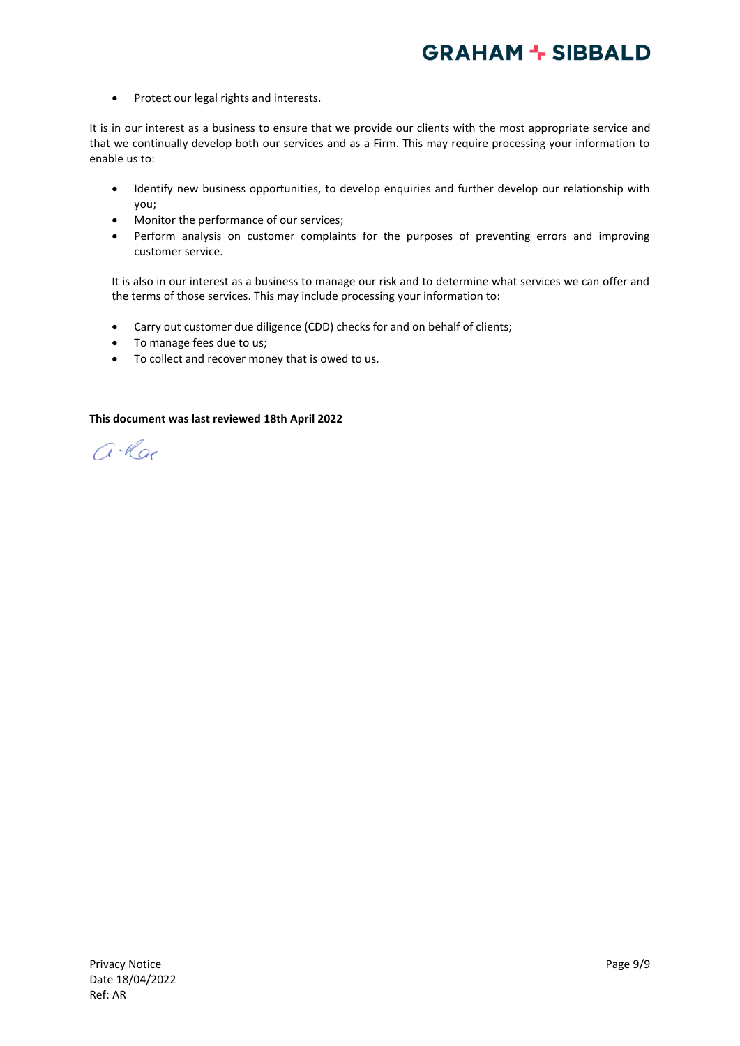- Protect our legal rights and interests.

It is in our interest as a business to ensure that we provide our clients with the most appropriate service and that we continually develop both our services and as a Firm. This may require processing your information to enable us to:

- Identify new business opportunities, to develop enquiries and further develop our relationship with you;
- Monitor the performance of our services;
- Perform analysis on customer complaints for the purposes of preventing errors and improving customer service.

It is also in our interest as a business to manage our risk and to determine what services we can offer and the terms of those services. This may include processing your information to:

- Carry out customer due diligence (CDD) checks for and on behalf of clients;
- To manage fees due to us;
- To collect and recover money that is owed to us.

**This document was last reviewed 18th April 2022**